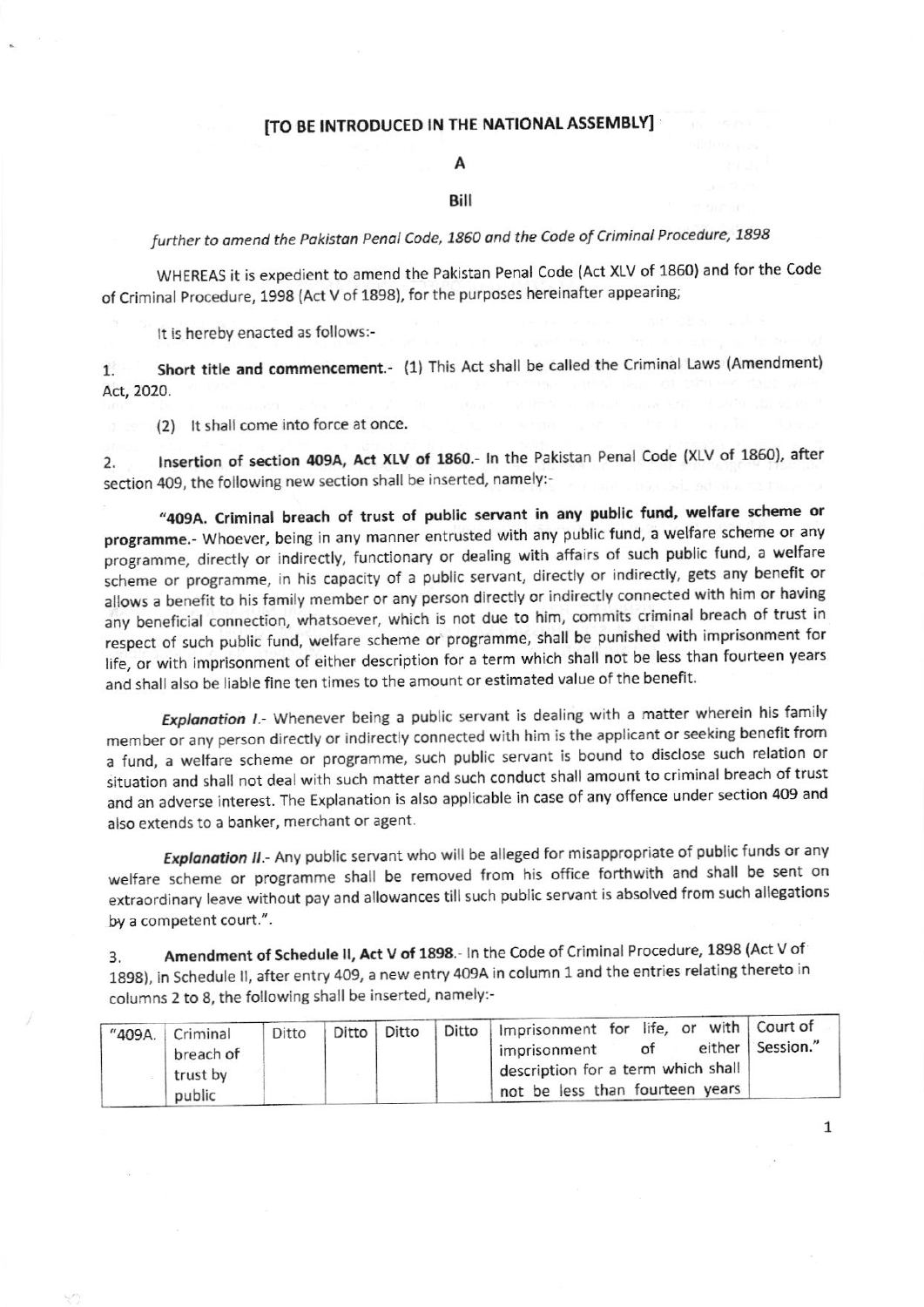**[TO BE INTRODUCED IN THE NATIONAL ASSEMBLY]**

**A**

**Bill**

*further to amend the Pakistan Penal Code, 1860 and the Code of Criminal Procedure, 1898*

WHEREAS it is expedient to amend the Pakistan Penal Code (Act XLV of 1860) and for the Code of Criminal Procedure, 1998 (Act V of 1898), for the purposes hereinafter appearing;

It is hereby enacted as follows:-

1. **Short title and commencement.**- (1) This Act shall be called the Criminal Laws (Amendment) Act, 2020.

(2) It shall come into force at once.

2. **Insertion of section 409A, Act XLV of 1860.**- In the Pakistan Penal Code (XLV of 1860), after section 409, the following new section shall be inserted, namely:-

"**409A. Criminal breach of trust of public servant in any public fund, welfare scheme or programme.**- Whoever, being in any manner entrusted with any public fund, a welfare scheme or any programme, directly or indirectly, functionary or dealing with affairs of such public fund, a welfare scheme or programme, in his capacity of a public servant, directly or indirectly, gets any benefit or allows a benefit to his family member or any person directly or indirectly connected with him or having any beneficial connection, whatsoever, which is not due to him, commits criminal breach of trust in respect of such public fund, welfare scheme or programme, shall be punished with imprisonment for life, or with imprisonment of either description for a term which shall not be less than fourteen years and shall also be liable fine ten times to the amount or estimated value of the benefit.

***Explanation I.***- Whenever being a public servant is dealing with a matter wherein his family member or any person directly or indirectly connected with him is the applicant or seeking benefit from a fund, a welfare scheme or programme, such public servant is bound to disclose such relation or situation and shall not deal with such matter and such conduct shall amount to criminal breach of trust and an adverse interest. The Explanation is also applicable in case of any offence under section 409 and also extends to a banker, merchant or agent.

***Explanation II.***- Any public servant who will be alleged for misappropriate of public funds or any welfare scheme or programme shall be removed from his office forthwith and shall be sent on extraordinary leave without pay and allowances till such public servant is absolved from such allegations by a competent court.".

3. **Amendment of Schedule II, Act V of 1898.**- In the Code of Criminal Procedure, 1898 (Act V of 1898), in Schedule II, after entry 409, a new entry 409A in column 1 and the entries relating thereto in columns 2 to 8, the following shall be inserted, namely:-

| | | | | | | | |
|---|---|---|---|---|---|---|---|
| "409A. | Criminal breach of trust by public | Ditto | Ditto | Ditto | Ditto | Imprisonment for life, or with imprisonment of either description for a term which shall not be less than fourteen years | Court of Session." |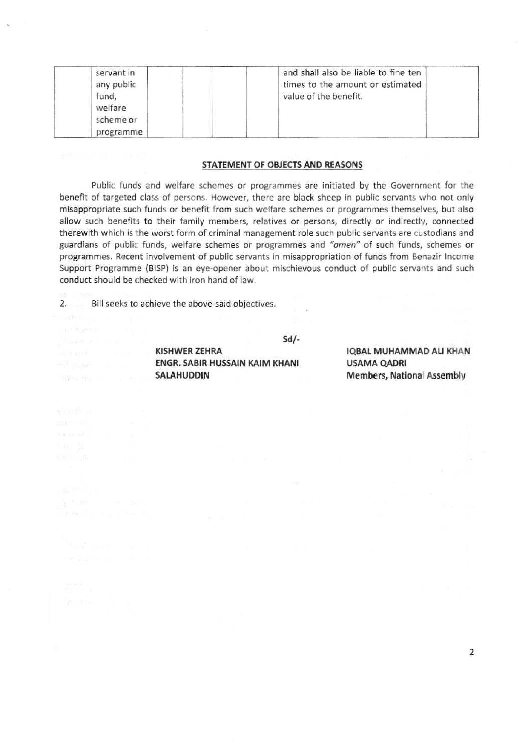| | servant in any public fund, welfare scheme or programme | | | | | and shall also be liable to fine ten times to the amount or estimated value of the benefit. | |
|---|---|---|---|---|---|---|---|

**STATEMENT OF OBJECTS AND REASONS**

Public funds and welfare schemes or programmes are initiated by the Government for the benefit of targeted class of persons. However, there are black sheep in public servants who not only misappropriate such funds or benefit from such welfare schemes or programmes themselves, but also allow such benefits to their family members, relatives or persons, directly or indirectly, connected therewith which is the worst form of criminal management role such public servants are custodians and guardians of public funds, welfare schemes or programmes and *"amen"* of such funds, schemes or programmes. Recent involvement of public servants in misappropriation of funds from Benazir Income Support Programme (BISP) is an eye-opener about mischievous conduct of public servants and such conduct should be checked with iron hand of law.

2. Bill seeks to achieve the above-said objectives.

Sd/-

**KISHWER ZEHRA**
**ENGR. SABIR HUSSAIN KAIM KHANI**
**SALAHUDDIN**

**IQBAL MUHAMMAD ALI KHAN**
**USAMA QADRI**
**Members, National Assembly**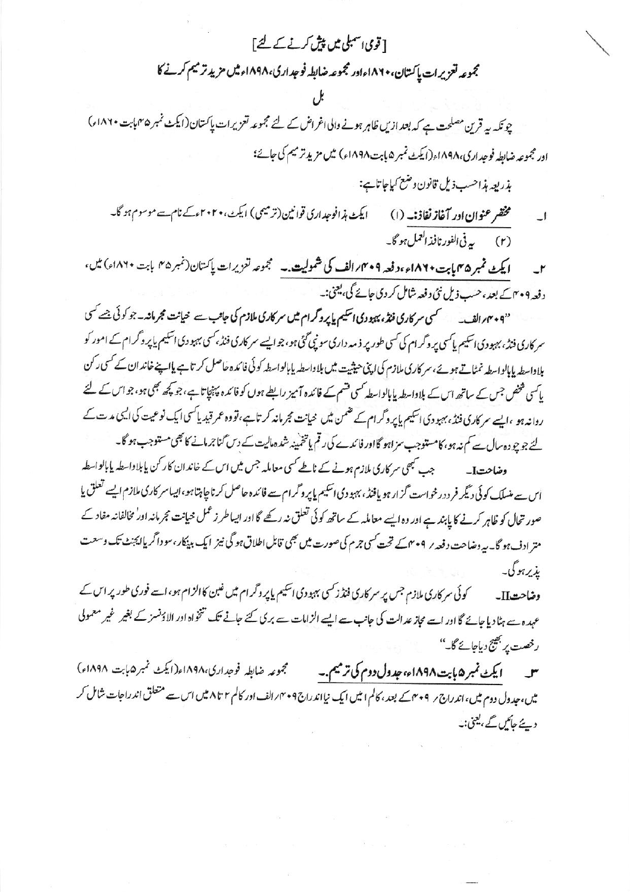[قومی اسمبلی میں پیش کرنے کے لئے]

# مجموعہ تعزیرات پاکستان، ۱۸۶۰ء اور مجموعہ ضابطہ فوجداری، ۱۸۹۸ء میں مزید ترمیم کرنے کا

## بل

چونکہ یہ قرین مصلحت ہے کہ بعد ازیں ظاہر ہونے والی اغراض کے لئے مجموعہ تعزیرات پاکستان (ایکٹ نمبر ۴۵ بابت ۱۸۶۰ء) اور مجموعہ ضابطہ فوجداری، ۱۸۹۸ء (ایکٹ نمبر ۵ بابت ۱۸۹۸ء) میں مزید ترمیم کی جائے؛

بذریعہ ہذا حسب ذیل قانون وضع کیا جاتا ہے:

۱۔ **مختصر عنوان اور آغاز نفاذ:۔** (۱) ایکٹ ہذا فوجداری قوانین (ترمیمی) ایکٹ، ۲۰۲۰ء کے نام سے موسوم ہو گا۔

(۲) یہ فی الفور نافذ العمل ہو گا۔

۲۔ **ایکٹ نمبر ۴۵ بابت ۱۸۶۰ء، دفعہ ۴۰۹/الف کی شمولیت:۔** مجموعہ تعزیرات پاکستان (نمبر ۴۵ بابت ۱۸۶۰ء) میں، دفعہ ۴۰۹ کے بعد، حسب ذیل نئی دفعہ شامل کر دی جائے گی، یعنی:۔

"۴۰۹/الف۔ **کسی سرکاری فنڈ، بہبودی اسکیم یا پروگرام میں سرکاری ملازم کی جانب سے خیانت مجرمانہ۔** جو کوئی جسے کسی سرکاری فنڈ، بہبودی اسکیم یا کسی پروگرام کی کسی طور پر ذمہ داری سونپی گئی ہو، جو ایسے سرکاری فنڈ، کسی بہبودی اسکیم یا پروگرام کے امور کو بلاواسطہ یا بالواسطہ نمٹاتے ہوئے، سرکاری ملازم کی اپنی حیثیت میں بلاواسطہ یا بالواسطہ کوئی فائدہ حاصل کرتا ہے یا اپنے خاندان کے کسی رکن یا کسی شخص جس کے ساتھ اس کے بلاواسطہ یا بالواسطہ کسی قسم کے فائدہ آمیز رابطے ہوں کو فائدہ پہنچاتا ہے، جو کچھ بھی ہو، جو اس کے لئے روا نہ ہو، ایسے سرکاری فنڈ، بہبودی اسکیم یا پروگرام کے ضمن میں خیانت مجرمانہ کرتا ہے، تو وہ عمر قید یا کسی ایک نوعیت کی ایسی مدت کے لئے جو چودہ سال سے کم نہ ہو، کا مستوجب سزا ہو گا اور فائدے کی رقم یا تخمینہ شدہ مالیت کے دس گنا جرمانے کا بھی مستوجب ہو گا۔

**وضاحت I۔** جب کبھی سرکاری ملازم ہونے کے ناطے کسی معاملہ جس میں اس کے خاندان کا رکن یا بلاواسطہ یا بالواسطہ اس سے منسلک کوئی دیگر فرد درخواست گزار ہو یا فنڈ، بہبودی اسکیم یا پروگرام سے فائدہ حاصل کرنا چاہتا ہو، ایسا سرکاری ملازم ایسے تعلق یا صورتحال کو ظاہر کرنے کا پابند ہے اور وہ ایسے معاملہ کے ساتھ کوئی تعلق نہ رکھے گا اور ایسا طرز عمل خیانت مجرمانہ اور مخالفانہ مفاد کے مترادف ہو گا۔ یہ وضاحت دفعہ ۴۰۹ کے تحت کسی جرم کی صورت میں بھی قابل اطلاق ہو گی نیز ایک بینکار، سوداگر یا ایجنٹ تک وسعت پذیر ہو گی۔

**وضاحت II۔** کوئی سرکاری ملازم جس پر سرکاری فنڈز کسی بہبودی اسکیم یا پروگرام میں غبن کا الزام ہو، اسے فوری طور پر اس کے عہدہ سے ہٹا دیا جائے گا اور اسے مجاز عدالت کی جانب سے ایسے الزامات سے بری کئے جانے تک تنخواہ اور الاؤنسز کے بغیر غیر معمولی رخصت پر بھیج دیا جائے گا۔"

۳۔ **ایکٹ نمبر ۵ بابت ۱۸۹۸ء، جدول دوم کی ترمیم:۔** مجموعہ ضابطہ فوجداری، ۱۸۹۸ء (ایکٹ نمبر ۵ بابت ۱۸۹۸ء) میں، جدول دوم میں، اندراج ۴۰۹ کے بعد، کالم ۱ میں ایک نیا اندراج ۴۰۹/الف اور کالم ۲ تا ۸ میں اس سے متعلق اندراجات شامل کر دیئے جائیں گے، یعنی:۔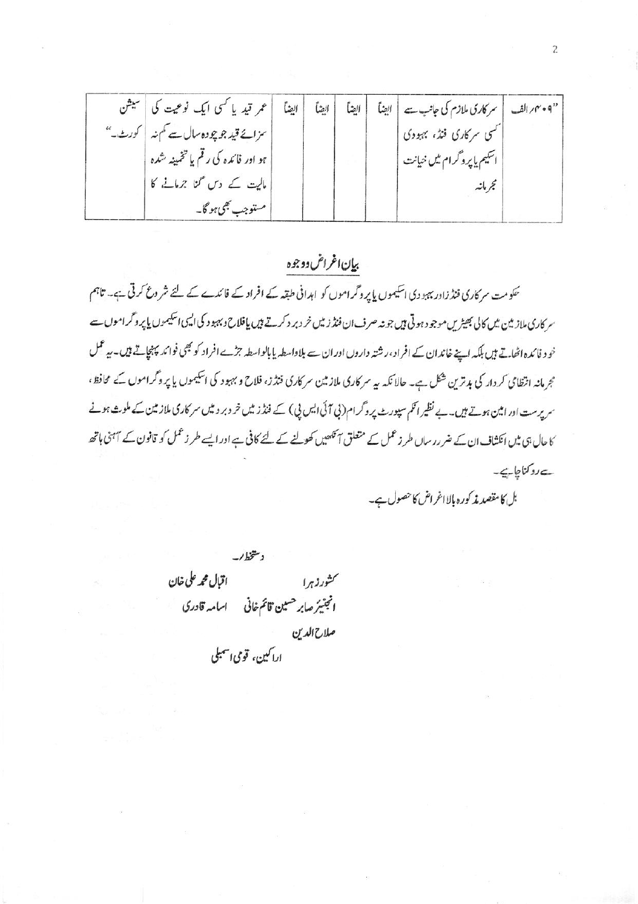| | | | | | | | |
|---|---|---|---|---|---|---|---|
| "۴۰۹ الف | سرکاری ملازم کی جانب سے کسی سرکاری فنڈ، بہبودی اسکیم یا پروگرام میں خیانت مجرمانہ | ایضاً | ایضاً | ایضاً | ایضاً | عمر قید یا کسی ایک نوعیت کی سزائے قید جو چودہ سال سے کم نہ ہو اور فائدہ کی رقم یا تخمینہ شدہ مالیت کے دس گنا جرمانے کا مستوجب بھی ہوگا۔ | سیشن کورٹ۔" |

## بیان اغراض ووجوہ

حکومت سرکاری فنڈز اور بہبودی اسکیموں یا پروگراموں کو ابدائی طبقہ کے افراد کے فائدے کے لئے شروع کرتی ہے۔ تاہم سرکاری ملازمین میں کالی بھیڑیں موجود ہوتی ہیں جو نہ صرف ان فنڈز میں خرد برد کرتے ہیں یا فلاح و بہبود کی ایسی اسکیموں یا پروگراموں سے خود فائدہ اٹھاتے ہیں بلکہ اپنے خاندان کے افراد، رشتہ داروں اور ان سے بلاواسطہ یا بالواسطہ جڑے افراد کو بھی فوائد پہنچاتے ہیں۔ یہ عمل مجرمانہ انتظامی کردار کی بدترین شکل ہے۔ حالانکہ یہ سرکاری ملازمین سرکاری فنڈز، فلاح و بہبود کی اسکیموں یا پروگراموں کے محافظ، سرپرست اور امین ہوتے ہیں۔ بے نظیر انکم سپورٹ پروگرام (بی آئی ایس پی) کے فنڈز میں خرد برد میں سرکاری ملازمین کے ملوث ہونے کا حال ہی میں انکشاف ان کے ضرر رساں طرز عمل کے متعلق آنکھیں کھولنے کے لئے کافی ہے اور ایسے طرز عمل کو قانون کے آہنی ہاتھ سے روکنا چاہیے۔

بل کا مقصد مذکورہ بالا اغراض کا حصول ہے۔

دستخط/-

کشور زہرا — اقبال محمد علی خان

انجینئر صابر حسین قائم خانی — اسامہ قادری

صلاح الدین

اراکین، قومی اسمبلی